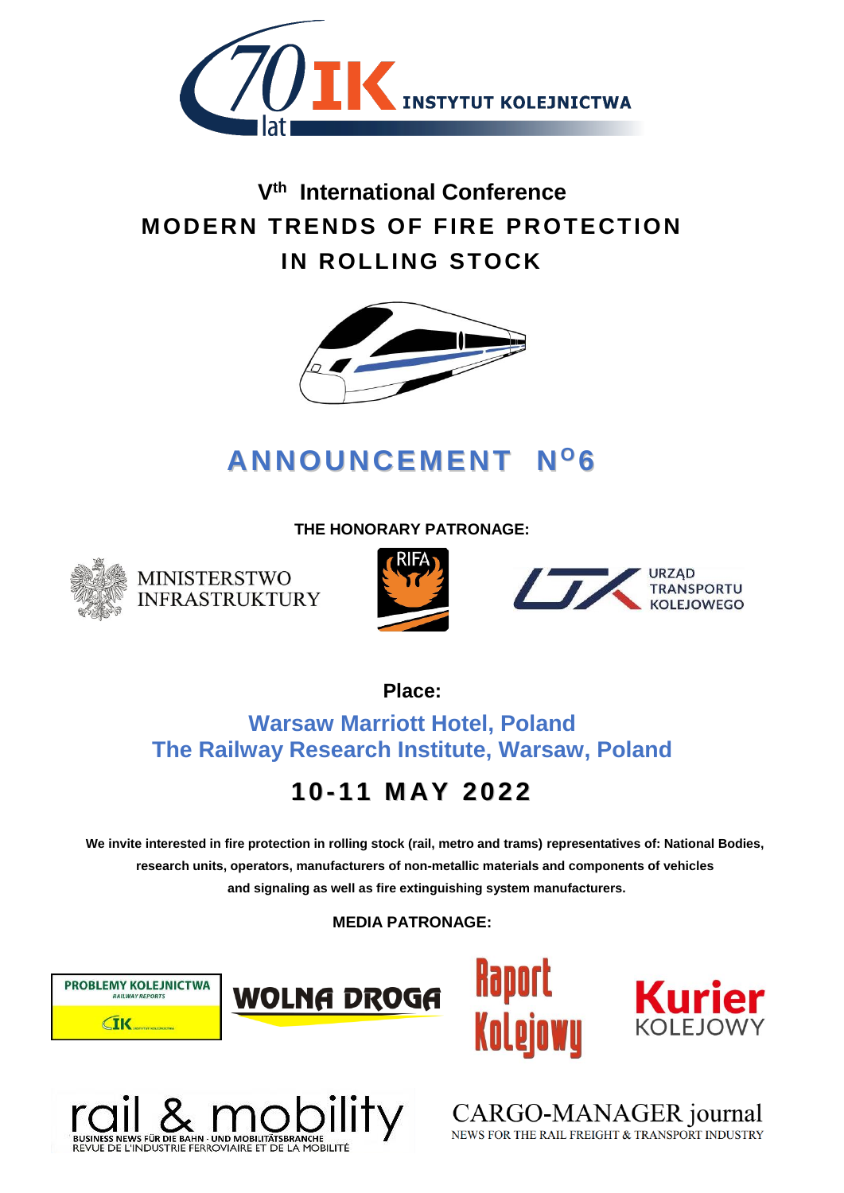70 lat IK INSTYTUT KOLEJNICTWA

# V[th] International Conference

# MODERN TRENDS OF FIRE PROTECTION IN ROLLING STOCK

## ANNOUNCEMENT N[O]6

**THE HONORARY PATRONAGE:**

MINISTERSTWO INFRASTRUKTURY

RIFA

URZĄD TRANSPORTU KOLEJOWEGO

**Place:**

**Warsaw Marriott Hotel, Poland**

**The Railway Research Institute, Warsaw, Poland**

## 10-11 MAY 2022

**We invite interested in fire protection in rolling stock (rail, metro and trams) representatives of: National Bodies, research units, operators, manufacturers of non-metallic materials and components of vehicles and signaling as well as fire extinguishing system manufacturers.**

**MEDIA PATRONAGE:**

PROBLEMY KOLEJNICTWA RAILWAY REPORTS

WOLNA DROGA

Raport Kolejowy

Kurier KOLEJOWY

rail & mobility
BUSINESS NEWS FÜR DIE BAHN · UND MOBILITÄTSBRANCHE
REVUE DE L'INDUSTRIE FERROVIAIRE ET DE LA MOBILITÉ

CARGO-MANAGER journal
NEWS FOR THE RAIL FREIGHT & TRANSPORT INDUSTRY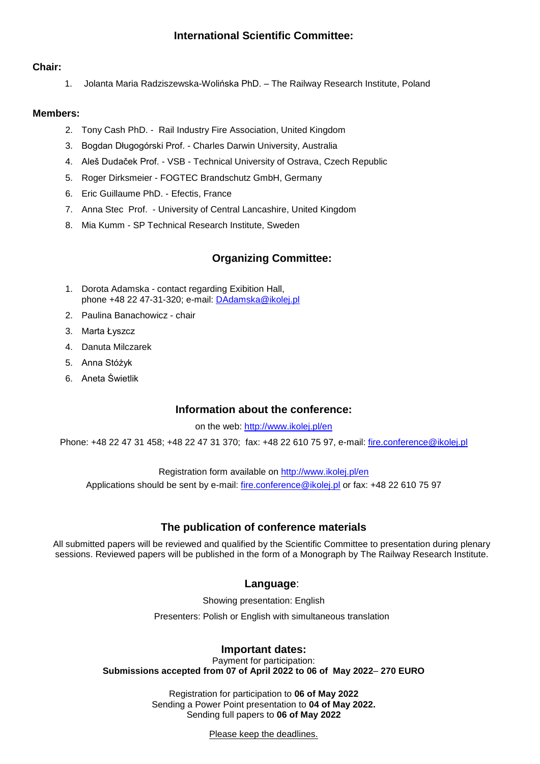## International Scientific Committee:

**Chair:**

1. Jolanta Maria Radziszewska-Wolińska PhD. – The Railway Research Institute, Poland

**Members:**

2. Tony Cash PhD. - Rail Industry Fire Association, United Kingdom
3. Bogdan Długogórski Prof. - Charles Darwin University, Australia
4. Aleš Dudaček Prof. - VSB - Technical University of Ostrava, Czech Republic
5. Roger Dirksmeier - FOGTEC Brandschutz GmbH, Germany
6. Eric Guillaume PhD. - Efectis, France
7. Anna Stec Prof. - University of Central Lancashire, United Kingdom
8. Mia Kumm - SP Technical Research Institute, Sweden

## Organizing Committee:

1. Dorota Adamska - contact regarding Exibition Hall, phone +48 22 47-31-320; e-mail: DAdamska@ikolej.pl
2. Paulina Banachowicz - chair
3. Marta Łyszcz
4. Danuta Milczarek
5. Anna Stóżyk
6. Aneta Świetlik

## Information about the conference:

on the web: http://www.ikolej.pl/en

Phone: +48 22 47 31 458; +48 22 47 31 370; fax: +48 22 610 75 97, e-mail: fire.conference@ikolej.pl

Registration form available on http://www.ikolej.pl/en

Applications should be sent by e-mail: fire.conference@ikolej.pl or fax: +48 22 610 75 97

## The publication of conference materials

All submitted papers will be reviewed and qualified by the Scientific Committee to presentation during plenary sessions. Reviewed papers will be published in the form of a Monograph by The Railway Research Institute.

## Language:

Showing presentation: English

Presenters: Polish or English with simultaneous translation

## Important dates:

Payment for participation:
**Submissions accepted from 07 of April 2022 to 06 of May 2022– 270 EURO**

Registration for participation to **06 of May 2022**
Sending a Power Point presentation to **04 of May 2022.**
Sending full papers to **06 of May 2022**

Please keep the deadlines.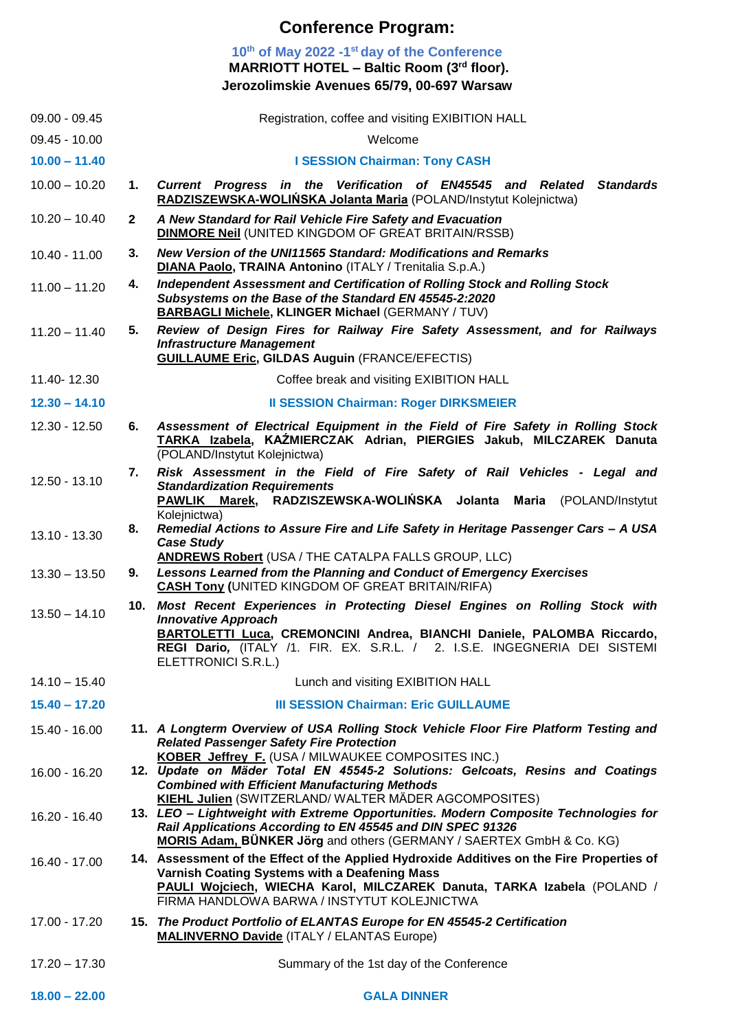# Conference Program:

**10th of May 2022 -1st day of the Conference**

**MARRIOTT HOTEL – Baltic Room (3rd floor).**

**Jerozolimskie Avenues 65/79, 00-697 Warsaw**

| Time | No. | Program |
|---|---|---|
| 09.00 - 09.45 | | Registration, coffee and visiting EXIBITION HALL |
| 09.45 - 10.00 | | Welcome |
| **10.00 – 11.40** | | **I SESSION Chairman: Tony CASH** |
| 10.00 – 10.20 | 1. | ***Current Progress in the Verification of EN45545 and Related Standards*** <br> **RADZISZEWSKA-WOLIŃSKA Jolanta Maria** (POLAND/Instytut Kolejnictwa) |
| 10.20 – 10.40 | 2 | ***A New Standard for Rail Vehicle Fire Safety and Evacuation*** <br> **DINMORE Neil** (UNITED KINGDOM OF GREAT BRITAIN/RSSB) |
| 10.40 - 11.00 | 3. | ***New Version of the UNI11565 Standard: Modifications and Remarks*** <br> **DIANA Paolo, TRAINA Antonino** (ITALY / Trenitalia S.p.A.) |
| 11.00 – 11.20 | 4. | ***Independent Assessment and Certification of Rolling Stock and Rolling Stock Subsystems on the Base of the Standard EN 45545-2:2020*** <br> **BARBAGLI Michele, KLINGER Michael** (GERMANY / TUV) |
| 11.20 – 11.40 | 5. | ***Review of Design Fires for Railway Fire Safety Assessment, and for Railways Infrastructure Management*** <br> **GUILLAUME Eric, GILDAS Auguin** (FRANCE/EFECTIS) |
| 11.40- 12.30 | | Coffee break and visiting EXIBITION HALL |
| **12.30 – 14.10** | | **II SESSION Chairman: Roger DIRKSMEIER** |
| 12.30 - 12.50 | 6. | ***Assessment of Electrical Equipment in the Field of Fire Safety in Rolling Stock*** <br> **TARKA Izabela, KAŹMIERCZAK Adrian, PIERGIES Jakub, MILCZAREK Danuta** (POLAND/Instytut Kolejnictwa) |
| 12.50 - 13.10 | 7. | ***Risk Assessment in the Field of Fire Safety of Rail Vehicles - Legal and Standardization Requirements*** <br> **PAWLIK Marek, RADZISZEWSKA-WOLIŃSKA Jolanta Maria** (POLAND/Instytut Kolejnictwa) |
| 13.10 - 13.30 | 8. | ***Remedial Actions to Assure Fire and Life Safety in Heritage Passenger Cars – A USA Case Study*** <br> **ANDREWS Robert** (USA / THE CATALPA FALLS GROUP, LLC) |
| 13.30 – 13.50 | 9. | ***Lessons Learned from the Planning and Conduct of Emergency Exercises*** <br> **CASH Tony** (UNITED KINGDOM OF GREAT BRITAIN/RIFA) |
| 13.50 – 14.10 | 10. | ***Most Recent Experiences in Protecting Diesel Engines on Rolling Stock with Innovative Approach*** <br> **BARTOLETTI Luca, CREMONCINI Andrea, BIANCHI Daniele, PALOMBA Riccardo, REGI Dario,** (ITALY /1. FIR. EX. S.R.L. / 2. I.S.E. INGEGNERIA DEI SISTEMI ELETTRONICI S.R.L.) |
| 14.10 – 15.40 | | Lunch and visiting EXIBITION HALL |
| **15.40 – 17.20** | | **III SESSION Chairman: Eric GUILLAUME** |
| 15.40 - 16.00 | 11. | ***A Longterm Overview of USA Rolling Stock Vehicle Floor Fire Platform Testing and Related Passenger Safety Fire Protection*** <br> **KOBER Jeffrey F.** (USA / MILWAUKEE COMPOSITES INC.) |
| 16.00 - 16.20 | 12. | ***Update on Mäder Total EN 45545-2 Solutions: Gelcoats, Resins and Coatings Combined with Efficient Manufacturing Methods*** <br> **KIEHL Julien** (SWITZERLAND/ WALTER MÄDER AGCOMPOSITES) |
| 16.20 - 16.40 | 13. | ***LEO – Lightweight with Extreme Opportunities. Modern Composite Technologies for Rail Applications According to EN 45545 and DIN SPEC 91326*** <br> **MORIS Adam, BÜNKER Jörg** and others (GERMANY / SAERTEX GmbH & Co. KG) |
| 16.40 - 17.00 | 14. | **Assessment of the Effect of the Applied Hydroxide Additives on the Fire Properties of Varnish Coating Systems with a Deafening Mass** <br> **PAULI Wojciech, WIECHA Karol, MILCZAREK Danuta, TARKA Izabela** (POLAND / FIRMA HANDLOWA BARWA / INSTYTUT KOLEJNICTWA |
| 17.00 - 17.20 | 15. | ***The Product Portfolio of ELANTAS Europe for EN 45545-2 Certification*** <br> **MALINVERNO Davide** (ITALY / ELANTAS Europe) |
| 17.20 – 17.30 | | Summary of the 1st day of the Conference |
| **18.00 – 22.00** | | **GALA DINNER** |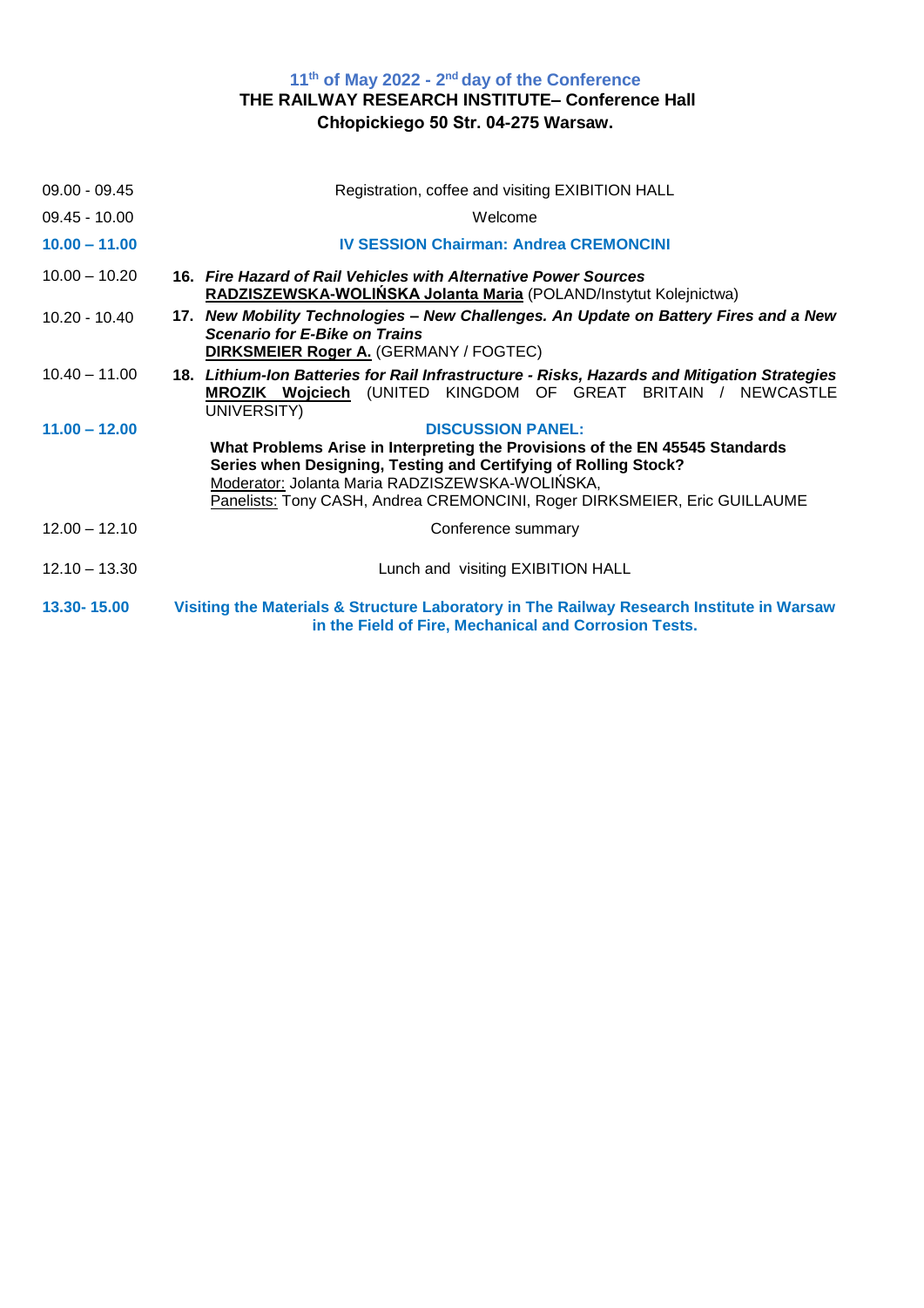## 11th of May 2022 - 2nd day of the Conference

**THE RAILWAY RESEARCH INSTITUTE– Conference Hall**
**Chłopickiego 50 Str. 04-275 Warsaw.**

| | |
|---|---|
| 09.00 - 09.45 | Registration, coffee and visiting EXIBITION HALL |
| 09.45 - 10.00 | Welcome |
| **10.00 – 11.00** | **IV SESSION Chairman: Andrea CREMONCINI** |
| 10.00 – 10.20 | **16.** ***Fire Hazard of Rail Vehicles with Alternative Power Sources*** **RADZISZEWSKA-WOLIŃSKA Jolanta Maria** (POLAND/Instytut Kolejnictwa) |
| 10.20 - 10.40 | **17.** ***New Mobility Technologies – New Challenges. An Update on Battery Fires and a New Scenario for E-Bike on Trains*** **DIRKSMEIER Roger A.** (GERMANY / FOGTEC) |
| 10.40 – 11.00 | **18.** ***Lithium-Ion Batteries for Rail Infrastructure - Risks, Hazards and Mitigation Strategies*** **MROZIK Wojciech** (UNITED KINGDOM OF GREAT BRITAIN / NEWCASTLE UNIVERSITY) |
| **11.00 – 12.00** | **DISCUSSION PANEL:** **What Problems Arise in Interpreting the Provisions of the EN 45545 Standards Series when Designing, Testing and Certifying of Rolling Stock?** Moderator: Jolanta Maria RADZISZEWSKA-WOLIŃSKA, Panelists: Tony CASH, Andrea CREMONCINI, Roger DIRKSMEIER, Eric GUILLAUME |
| 12.00 – 12.10 | Conference summary |
| 12.10 – 13.30 | Lunch and visiting EXIBITION HALL |
| **13.30- 15.00** | **Visiting the Materials & Structure Laboratory in The Railway Research Institute in Warsaw in the Field of Fire, Mechanical and Corrosion Tests.** |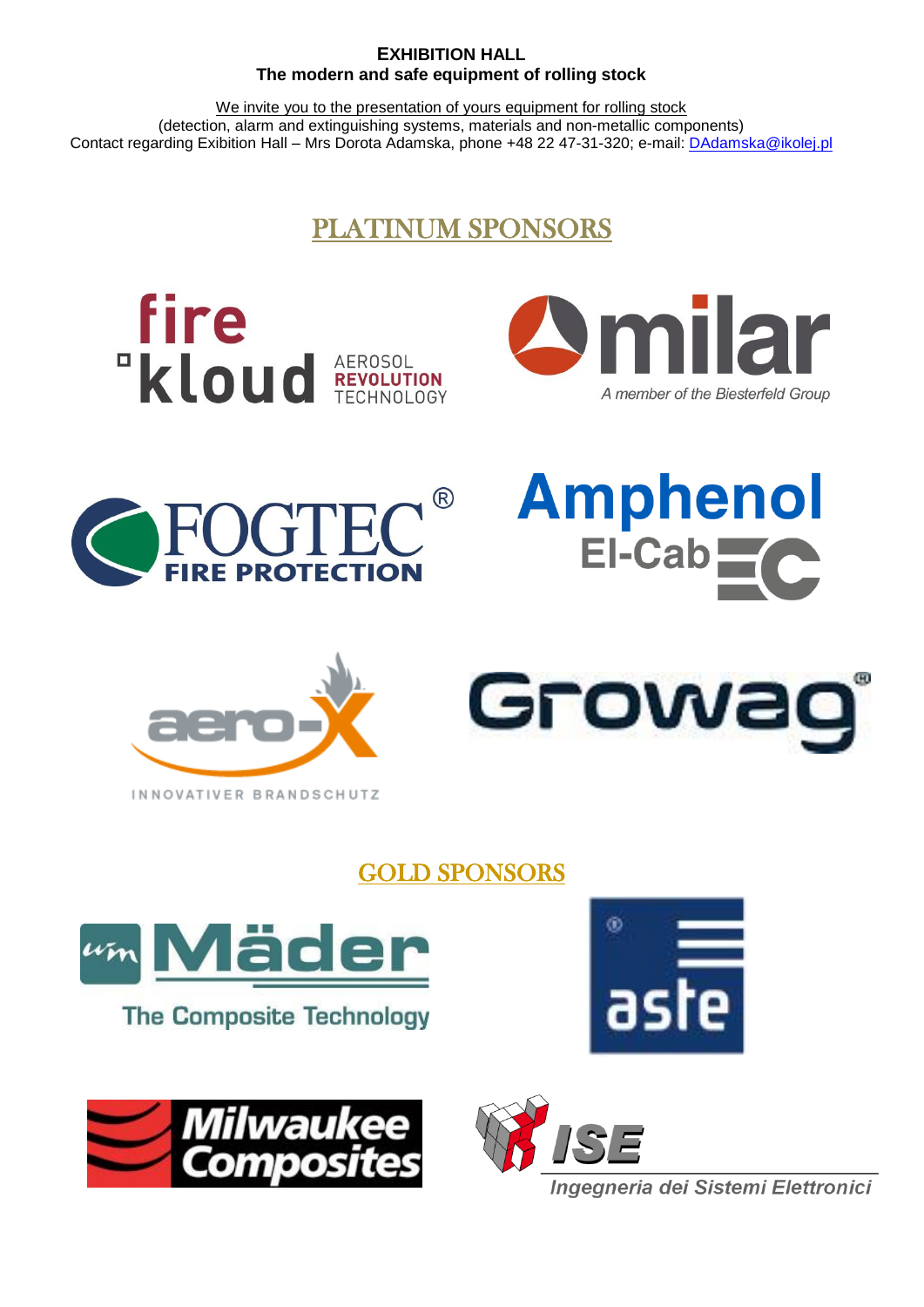**EXHIBITION HALL**
**The modern and safe equipment of rolling stock**

We invite you to the presentation of yours equipment for rolling stock
(detection, alarm and extinguishing systems, materials and non-metallic components)
Contact regarding Exibition Hall – Mrs Dorota Adamska, phone +48 22 47-31-320; e-mail: DAdamska@ikolej.pl

## PLATINUM SPONSORS

fire kloud AEROSOL REVOLUTION TECHNOLOGY

milar A member of the Biesterfeld Group

FOGTEC® FIRE PROTECTION

Amphenol El-Cab

aero-X INNOVATIVER BRANDSCHUTZ

Growag®

## GOLD SPONSORS

Mäder The Composite Technology

aste

Milwaukee Composites

ISE Ingegneria dei Sistemi Elettronici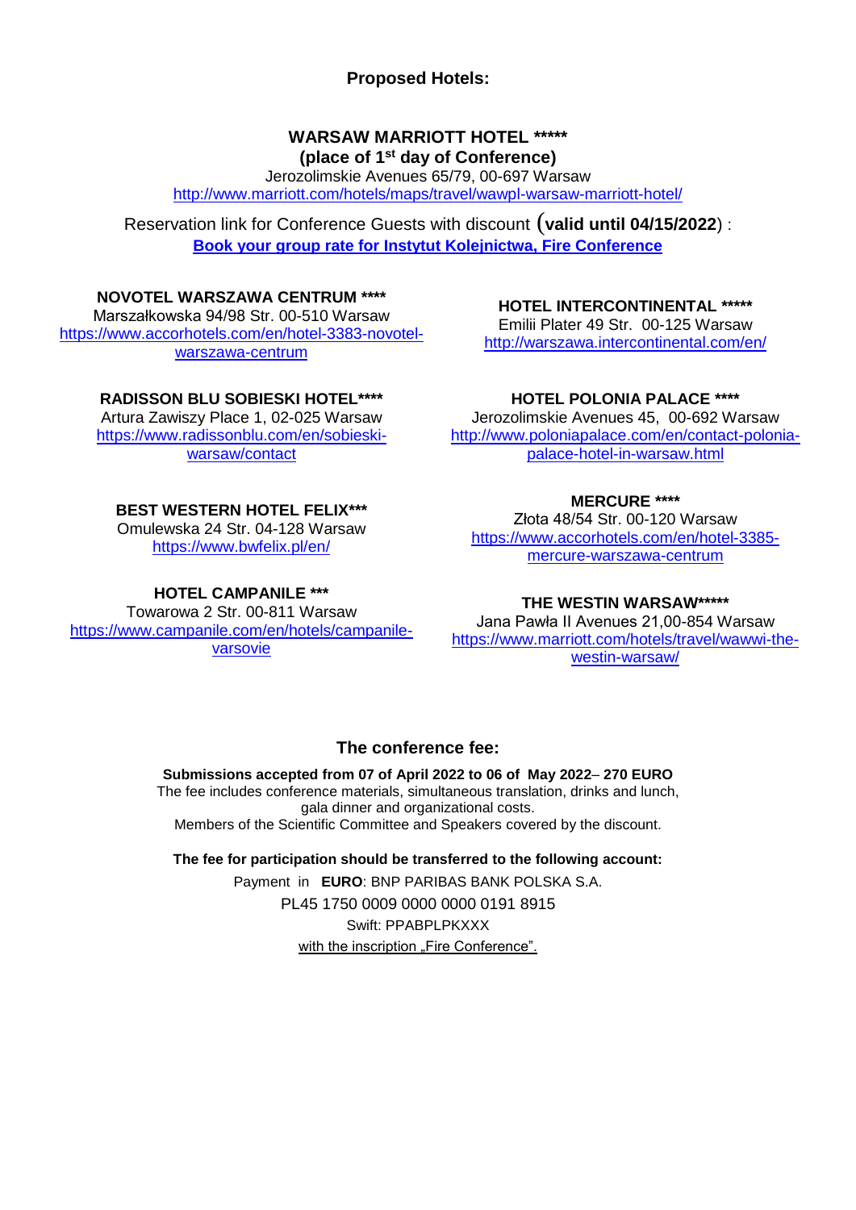## Proposed Hotels:

### WARSAW MARRIOTT HOTEL *****
**(place of 1st day of Conference)**

Jerozolimskie Avenues 65/79, 00-697 Warsaw
http://www.marriott.com/hotels/maps/travel/wawpl-warsaw-marriott-hotel/

Reservation link for Conference Guests with discount (**valid until 04/15/2022**) :
**Book your group rate for Instytut Kolejnictwa, Fire Conference**

**NOVOTEL WARSZAWA CENTRUM ****** 
Marszałkowska 94/98 Str. 00-510 Warsaw
https://www.accorhotels.com/en/hotel-3383-novotel-warszawa-centrum

**RADISSON BLU SOBIESKI HOTEL******
Artura Zawiszy Place 1, 02-025 Warsaw
https://www.radissonblu.com/en/sobieski-warsaw/contact

**BEST WESTERN HOTEL FELIX*****
Omulewska 24 Str. 04-128 Warsaw
https://www.bwfelix.pl/en/

**HOTEL CAMPANILE *****
Towarowa 2 Str. 00-811 Warsaw
https://www.campanile.com/en/hotels/campanile-varsovie

**HOTEL INTERCONTINENTAL *******
Emilii Plater 49 Str. 00-125 Warsaw
http://warszawa.intercontinental.com/en/

**HOTEL POLONIA PALACE ******
Jerozolimskie Avenues 45, 00-692 Warsaw
http://www.poloniapalace.com/en/contact-polonia-palace-hotel-in-warsaw.html

**MERCURE ******
Złota 48/54 Str. 00-120 Warsaw
https://www.accorhotels.com/en/hotel-3385-mercure-warszawa-centrum

**THE WESTIN WARSAW*******
Jana Pawła II Avenues 21,00-854 Warsaw
https://www.marriott.com/hotels/travel/wawwi-the-westin-warsaw/

## The conference fee:

**Submissions accepted from 07 of April 2022 to 06 of May 2022– 270 EURO**
The fee includes conference materials, simultaneous translation, drinks and lunch, gala dinner and organizational costs.
Members of the Scientific Committee and Speakers covered by the discount.

**The fee for participation should be transferred to the following account:**

Payment in **EURO**: BNP PARIBAS BANK POLSKA S.A.
PL45 1750 0009 0000 0000 0191 8915
Swift: PPABPLPKXXX
with the inscription „Fire Conference".